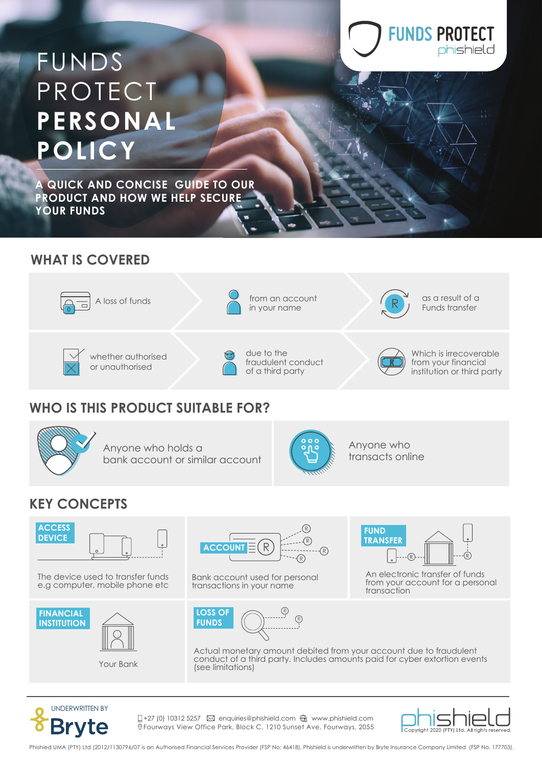# FUNDS PROTECT PERSONAL POLICY

FUNDS PROTECT
phishield

**A QUICK AND CONCISE GUIDE TO OUR PRODUCT AND HOW WE HELP SECURE YOUR FUNDS**

## WHAT IS COVERED

- A loss of funds
- from an account in your name
- as a result of a Funds transfer
- whether authorised or unauthorised
- due to the fraudulent conduct of a third party
- Which is irrecoverable from your financial institution or third party

## WHO IS THIS PRODUCT SUITABLE FOR?

- Anyone who holds a bank account or similar account
- Anyone who transacts online

## KEY CONCEPTS

**ACCESS DEVICE**

The device used to transfer funds e.g computer, mobile phone etc

**ACCOUNT**

Bank account used for personal transactions in your name

**FUND TRANSFER**

An electronic transfer of funds from your account for a personal transaction

**FINANCIAL INSTITUTION**

Your Bank

**LOSS OF FUNDS**

Actual monetary amount debited from your account due to fraudulent conduct of a third party. Includes amounts paid for cyber extortion events (see limitations)

UNDERWRITTEN BY Bryte

+27 (0) 10312 5257 | enquiries@phishield.com | www.phishield.com
Fourways View Office Park, Block C, 1210 Sunset Ave, Fourways, 2055

phishield Copyright 2020 (PTY) Ltd. All rights reserved.

Phishied UMA (PTY) Ltd (2012/1130796/07 is an Authorised Financial Services Provider (FSP No: 46418). Phishield is underwritten by Bryte Insurance Company Limited (FSP No. 177703).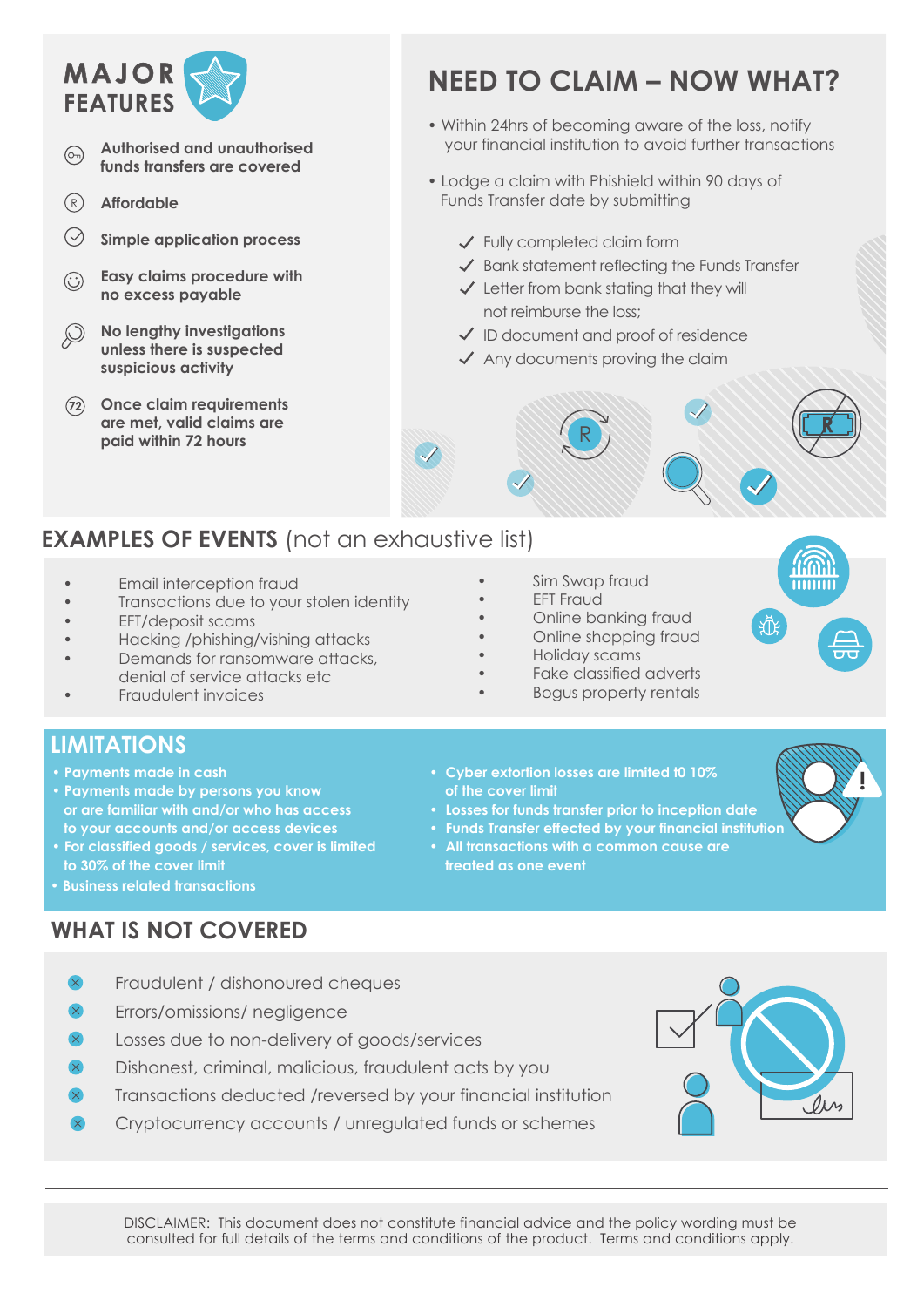## MAJOR FEATURES

- Authorised and unauthorised funds transfers are covered
- Affordable
- Simple application process
- Easy claims procedure with no excess payable
- No lengthy investigations unless there is suspected suspicious activity
- Once claim requirements are met, valid claims are paid within 72 hours

## NEED TO CLAIM – NOW WHAT?

- Within 24hrs of becoming aware of the loss, notify your financial institution to avoid further transactions
- Lodge a claim with Phishield within 90 days of Funds Transfer date by submitting
  - ✓ Fully completed claim form
  - ✓ Bank statement reflecting the Funds Transfer
  - ✓ Letter from bank stating that they will not reimburse the loss;
  - ✓ ID document and proof of residence
  - ✓ Any documents proving the claim

## EXAMPLES OF EVENTS (not an exhaustive list)

- Email interception fraud
- Transactions due to your stolen identity
- EFT/deposit scams
- Hacking /phishing/vishing attacks
- Demands for ransomware attacks, denial of service attacks etc
- Fraudulent invoices
- Sim Swap fraud
- EFT Fraud
- Online banking fraud
- Online shopping fraud
- Holiday scams
- Fake classified adverts
- Bogus property rentals

## LIMITATIONS

- Payments made in cash
- Payments made by persons you know or are familiar with and/or who has access to your accounts and/or access devices
- For classified goods / services, cover is limited to 30% of the cover limit
- Business related transactions
- Cyber extortion losses are limited t0 10% of the cover limit
- Losses for funds transfer prior to inception date
- Funds Transfer effected by your financial institution
- All transactions with a common cause are treated as one event

## WHAT IS NOT COVERED

- Fraudulent / dishonoured cheques
- Errors/omissions/ negligence
- Losses due to non-delivery of goods/services
- Dishonest, criminal, malicious, fraudulent acts by you
- Transactions deducted /reversed by your financial institution
- Cryptocurrency accounts / unregulated funds or schemes

DISCLAIMER: This document does not constitute financial advice and the policy wording must be consulted for full details of the terms and conditions of the product. Terms and conditions apply.